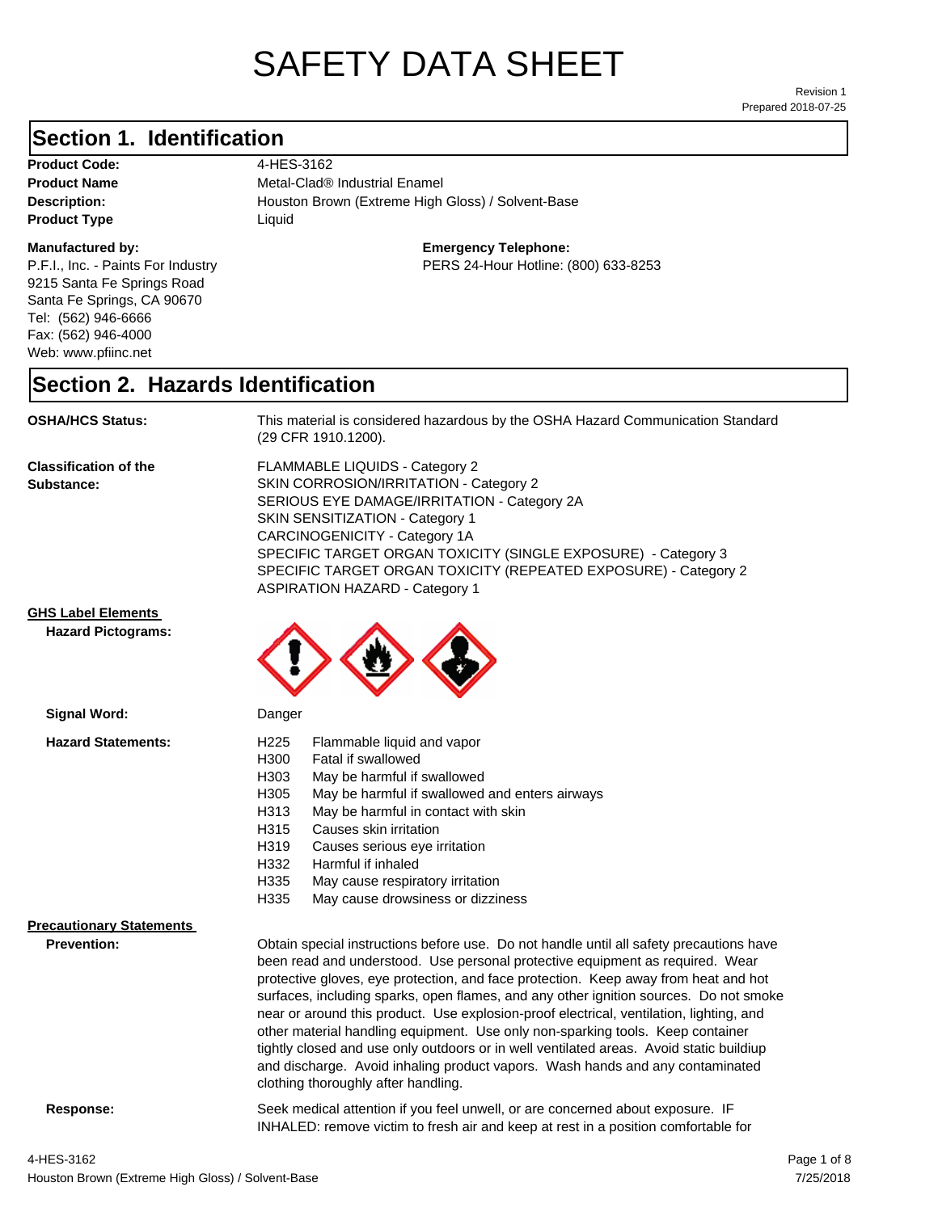# SAFETY DATA SHEET

Revision 1
Prepared 2018-07-25

## Section 1. Identification

**Product Code:** 4-HES-3162
**Product Name** Metal-Clad® Industrial Enamel
**Description:** Houston Brown (Extreme High Gloss) / Solvent-Base
**Product Type** Liquid

**Manufactured by:**
P.F.I., Inc. - Paints For Industry
9215 Santa Fe Springs Road
Santa Fe Springs, CA 90670
Tel: (562) 946-6666
Fax: (562) 946-4000
Web: www.pfiinc.net

**Emergency Telephone:**
PERS 24-Hour Hotline: (800) 633-8253

## Section 2. Hazards Identification

**OSHA/HCS Status:** This material is considered hazardous by the OSHA Hazard Communication Standard (29 CFR 1910.1200).

**Classification of the Substance:**
FLAMMABLE LIQUIDS - Category 2
SKIN CORROSION/IRRITATION - Category 2
SERIOUS EYE DAMAGE/IRRITATION - Category 2A
SKIN SENSITIZATION - Category 1
CARCINOGENICITY - Category 1A
SPECIFIC TARGET ORGAN TOXICITY (SINGLE EXPOSURE) - Category 3
SPECIFIC TARGET ORGAN TOXICITY (REPEATED EXPOSURE) - Category 2
ASPIRATION HAZARD - Category 1

**GHS Label Elements**

**Hazard Pictograms:**

**Signal Word:** Danger

**Hazard Statements:**

| | |
|---|---|
| H225 | Flammable liquid and vapor |
| H300 | Fatal if swallowed |
| H303 | May be harmful if swallowed |
| H305 | May be harmful if swallowed and enters airways |
| H313 | May be harmful in contact with skin |
| H315 | Causes skin irritation |
| H319 | Causes serious eye irritation |
| H332 | Harmful if inhaled |
| H335 | May cause respiratory irritation |
| H335 | May cause drowsiness or dizziness |

**Precautionary Statements**

**Prevention:** Obtain special instructions before use. Do not handle until all safety precautions have been read and understood. Use personal protective equipment as required. Wear protective gloves, eye protection, and face protection. Keep away from heat and hot surfaces, including sparks, open flames, and any other ignition sources. Do not smoke near or around this product. Use explosion-proof electrical, ventilation, lighting, and other material handling equipment. Use only non-sparking tools. Keep container tightly closed and use only outdoors or in well ventilated areas. Avoid static buildiup and discharge. Avoid inhaling product vapors. Wash hands and any contaminated clothing thoroughly after handling.

**Response:** Seek medical attention if you feel unwell, or are concerned about exposure. IF INHALED: remove victim to fresh air and keep at rest in a position comfortable for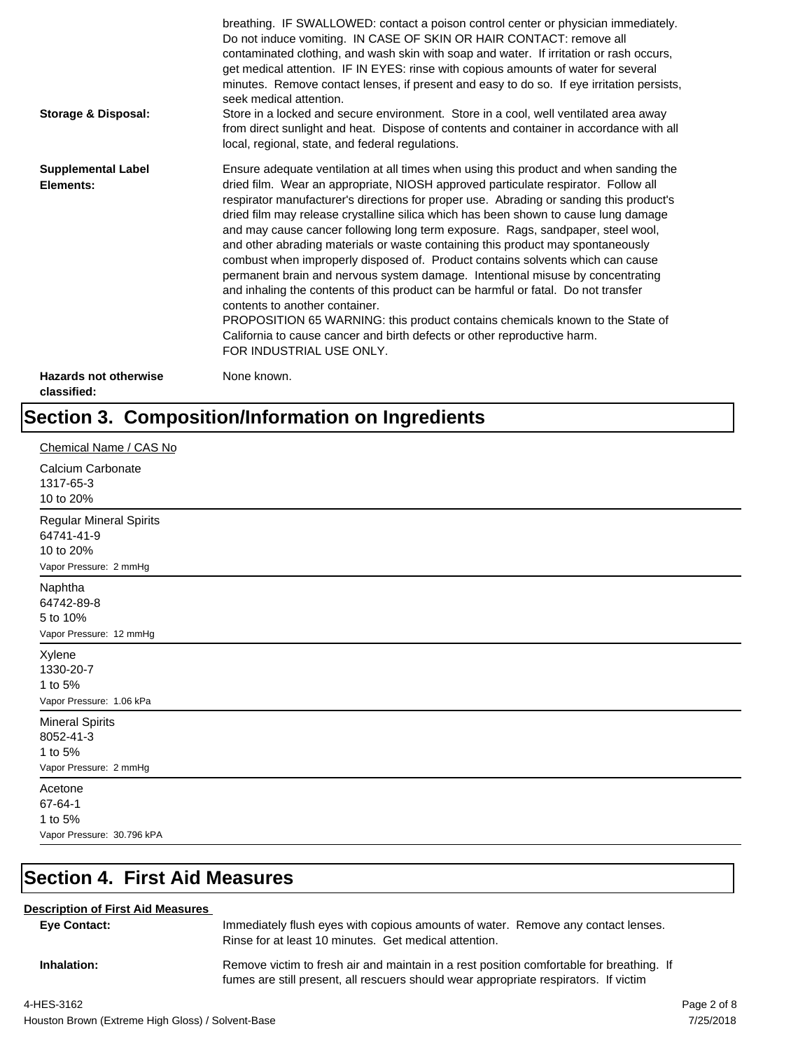breathing. IF SWALLOWED: contact a poison control center or physician immediately. Do not induce vomiting. IN CASE OF SKIN OR HAIR CONTACT: remove all contaminated clothing, and wash skin with soap and water. If irritation or rash occurs, get medical attention. IF IN EYES: rinse with copious amounts of water for several minutes. Remove contact lenses, if present and easy to do so. If eye irritation persists, seek medical attention.

**Storage & Disposal:** Store in a locked and secure environment. Store in a cool, well ventilated area away from direct sunlight and heat. Dispose of contents and container in accordance with all local, regional, state, and federal regulations.

**Supplemental Label Elements:** Ensure adequate ventilation at all times when using this product and when sanding the dried film. Wear an appropriate, NIOSH approved particulate respirator. Follow all respirator manufacturer's directions for proper use. Abrading or sanding this product's dried film may release crystalline silica which has been shown to cause lung damage and may cause cancer following long term exposure. Rags, sandpaper, steel wool, and other abrading materials or waste containing this product may spontaneously combust when improperly disposed of. Product contains solvents which can cause permanent brain and nervous system damage. Intentional misuse by concentrating and inhaling the contents of this product can be harmful or fatal. Do not transfer contents to another container.
PROPOSITION 65 WARNING: this product contains chemicals known to the State of California to cause cancer and birth defects or other reproductive harm.
FOR INDUSTRIAL USE ONLY.

**Hazards not otherwise classified:** None known.

## Section 3. Composition/Information on Ingredients

Chemical Name / CAS No

Calcium Carbonate
1317-65-3
10 to 20%

---

Regular Mineral Spirits
64741-41-9
10 to 20%
Vapor Pressure: 2 mmHg

---

Naphtha
64742-89-8
5 to 10%
Vapor Pressure: 12 mmHg

---

Xylene
1330-20-7
1 to 5%
Vapor Pressure: 1.06 kPa

---

Mineral Spirits
8052-41-3
1 to 5%
Vapor Pressure: 2 mmHg

---

Acetone
67-64-1
1 to 5%
Vapor Pressure: 30.796 kPA

---

## Section 4. First Aid Measures

**Description of First Aid Measures**

**Eye Contact:** Immediately flush eyes with copious amounts of water. Remove any contact lenses. Rinse for at least 10 minutes. Get medical attention.

**Inhalation:** Remove victim to fresh air and maintain in a rest position comfortable for breathing. If fumes are still present, all rescuers should wear appropriate respirators. If victim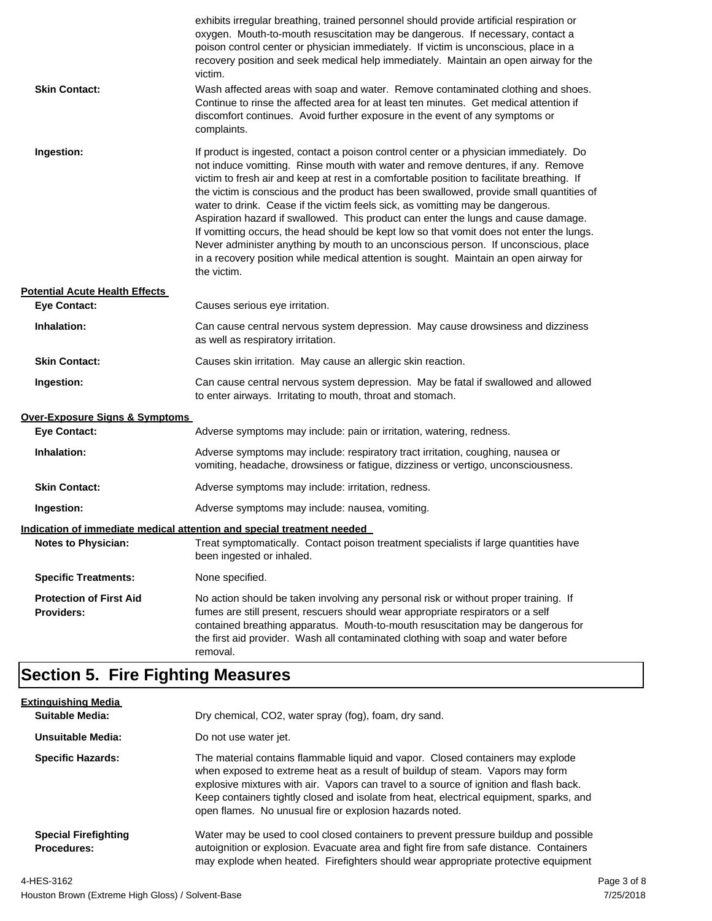exhibits irregular breathing, trained personnel should provide artificial respiration or oxygen. Mouth-to-mouth resuscitation may be dangerous. If necessary, contact a poison control center or physician immediately. If victim is unconscious, place in a recovery position and seek medical help immediately. Maintain an open airway for the victim.

**Skin Contact:** Wash affected areas with soap and water. Remove contaminated clothing and shoes. Continue to rinse the affected area for at least ten minutes. Get medical attention if discomfort continues. Avoid further exposure in the event of any symptoms or complaints.

**Ingestion:** If product is ingested, contact a poison control center or a physician immediately. Do not induce vomitting. Rinse mouth with water and remove dentures, if any. Remove victim to fresh air and keep at rest in a comfortable position to facilitate breathing. If the victim is conscious and the product has been swallowed, provide small quantities of water to drink. Cease if the victim feels sick, as vomitting may be dangerous. Aspiration hazard if swallowed. This product can enter the lungs and cause damage. If vomitting occurs, the head should be kept low so that vomit does not enter the lungs. Never administer anything by mouth to an unconscious person. If unconscious, place in a recovery position while medical attention is sought. Maintain an open airway for the victim.

**Potential Acute Health Effects**

**Eye Contact:** Causes serious eye irritation.

**Inhalation:** Can cause central nervous system depression. May cause drowsiness and dizziness as well as respiratory irritation.

**Skin Contact:** Causes skin irritation. May cause an allergic skin reaction.

**Ingestion:** Can cause central nervous system depression. May be fatal if swallowed and allowed to enter airways. Irritating to mouth, throat and stomach.

**Over-Exposure Signs & Symptoms**

**Eye Contact:** Adverse symptoms may include: pain or irritation, watering, redness.

**Inhalation:** Adverse symptoms may include: respiratory tract irritation, coughing, nausea or vomiting, headache, drowsiness or fatigue, dizziness or vertigo, unconsciousness.

**Skin Contact:** Adverse symptoms may include: irritation, redness.

**Ingestion:** Adverse symptoms may include: nausea, vomiting.

**Indication of immediate medical attention and special treatment needed**

**Notes to Physician:** Treat symptomatically. Contact poison treatment specialists if large quantities have been ingested or inhaled.

**Specific Treatments:** None specified.

**Protection of First Aid Providers:** No action should be taken involving any personal risk or without proper training. If fumes are still present, rescuers should wear appropriate respirators or a self contained breathing apparatus. Mouth-to-mouth resuscitation may be dangerous for the first aid provider. Wash all contaminated clothing with soap and water before removal.

## Section 5. Fire Fighting Measures

**Extinguishing Media**

**Suitable Media:** Dry chemical, $CO_2$, water spray (fog), foam, dry sand.

**Unsuitable Media:** Do not use water jet.

**Specific Hazards:** The material contains flammable liquid and vapor. Closed containers may explode when exposed to extreme heat as a result of buildup of steam. Vapors may form explosive mixtures with air. Vapors can travel to a source of ignition and flash back. Keep containers tightly closed and isolate from heat, electrical equipment, sparks, and open flames. No unusual fire or explosion hazards noted.

**Special Firefighting Procedures:** Water may be used to cool closed containers to prevent pressure buildup and possible autoignition or explosion. Evacuate area and fight fire from safe distance. Containers may explode when heated. Firefighters should wear appropriate protective equipment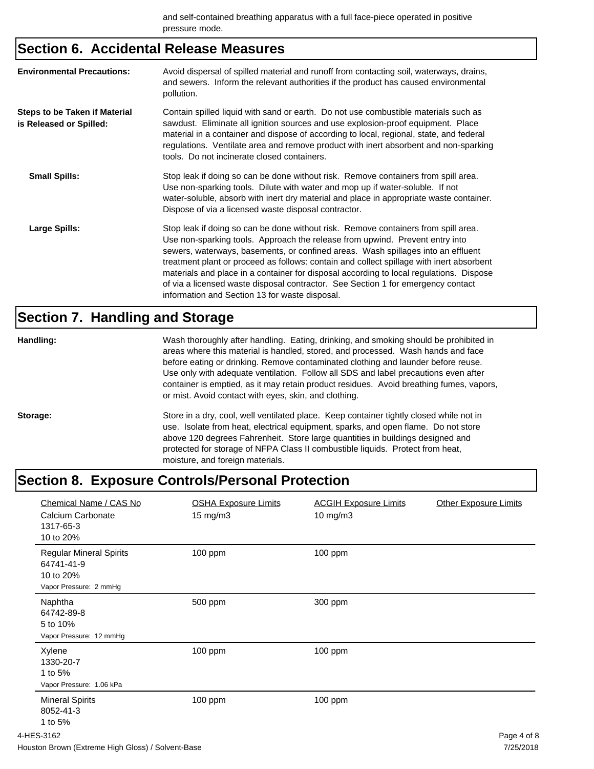and self-contained breathing apparatus with a full face-piece operated in positive pressure mode.

## Section 6. Accidental Release Measures

**Environmental Precautions:** Avoid dispersal of spilled material and runoff from contacting soil, waterways, drains, and sewers. Inform the relevant authorities if the product has caused environmental pollution.

**Steps to be Taken if Material is Released or Spilled:** Contain spilled liquid with sand or earth. Do not use combustible materials such as sawdust. Eliminate all ignition sources and use explosion-proof equipment. Place material in a container and dispose of according to local, regional, state, and federal regulations. Ventilate area and remove product with inert absorbent and non-sparking tools. Do not incinerate closed containers.

**Small Spills:** Stop leak if doing so can be done without risk. Remove containers from spill area. Use non-sparking tools. Dilute with water and mop up if water-soluble. If not water-soluble, absorb with inert dry material and place in appropriate waste container. Dispose of via a licensed waste disposal contractor.

**Large Spills:** Stop leak if doing so can be done without risk. Remove containers from spill area. Use non-sparking tools. Approach the release from upwind. Prevent entry into sewers, waterways, basements, or confined areas. Wash spillages into an effluent treatment plant or proceed as follows: contain and collect spillage with inert absorbent materials and place in a container for disposal according to local regulations. Dispose of via a licensed waste disposal contractor. See Section 1 for emergency contact information and Section 13 for waste disposal.

## Section 7. Handling and Storage

**Handling:** Wash thoroughly after handling. Eating, drinking, and smoking should be prohibited in areas where this material is handled, stored, and processed. Wash hands and face before eating or drinking. Remove contaminated clothing and launder before reuse. Use only with adequate ventilation. Follow all SDS and label precautions even after container is emptied, as it may retain product residues. Avoid breathing fumes, vapors, or mist. Avoid contact with eyes, skin, and clothing.

**Storage:** Store in a dry, cool, well ventilated place. Keep container tightly closed while not in use. Isolate from heat, electrical equipment, sparks, and open flame. Do not store above 120 degrees Fahrenheit. Store large quantities in buildings designed and protected for storage of NFPA Class II combustible liquids. Protect from heat, moisture, and foreign materials.

## Section 8. Exposure Controls/Personal Protection

| Chemical Name / CAS No | OSHA Exposure Limits | ACGIH Exposure Limits | Other Exposure Limits |
|---|---|---|---|
| Calcium Carbonate<br>1317-65-3<br>10 to 20% | 15 mg/m3 | 10 mg/m3 | |
| Regular Mineral Spirits<br>64741-41-9<br>10 to 20%<br>Vapor Pressure: 2 mmHg | 100 ppm | 100 ppm | |
| Naphtha<br>64742-89-8<br>5 to 10%<br>Vapor Pressure: 12 mmHg | 500 ppm | 300 ppm | |
| Xylene<br>1330-20-7<br>1 to 5%<br>Vapor Pressure: 1.06 kPa | 100 ppm | 100 ppm | |
| Mineral Spirits<br>8052-41-3<br>1 to 5% | 100 ppm | 100 ppm | |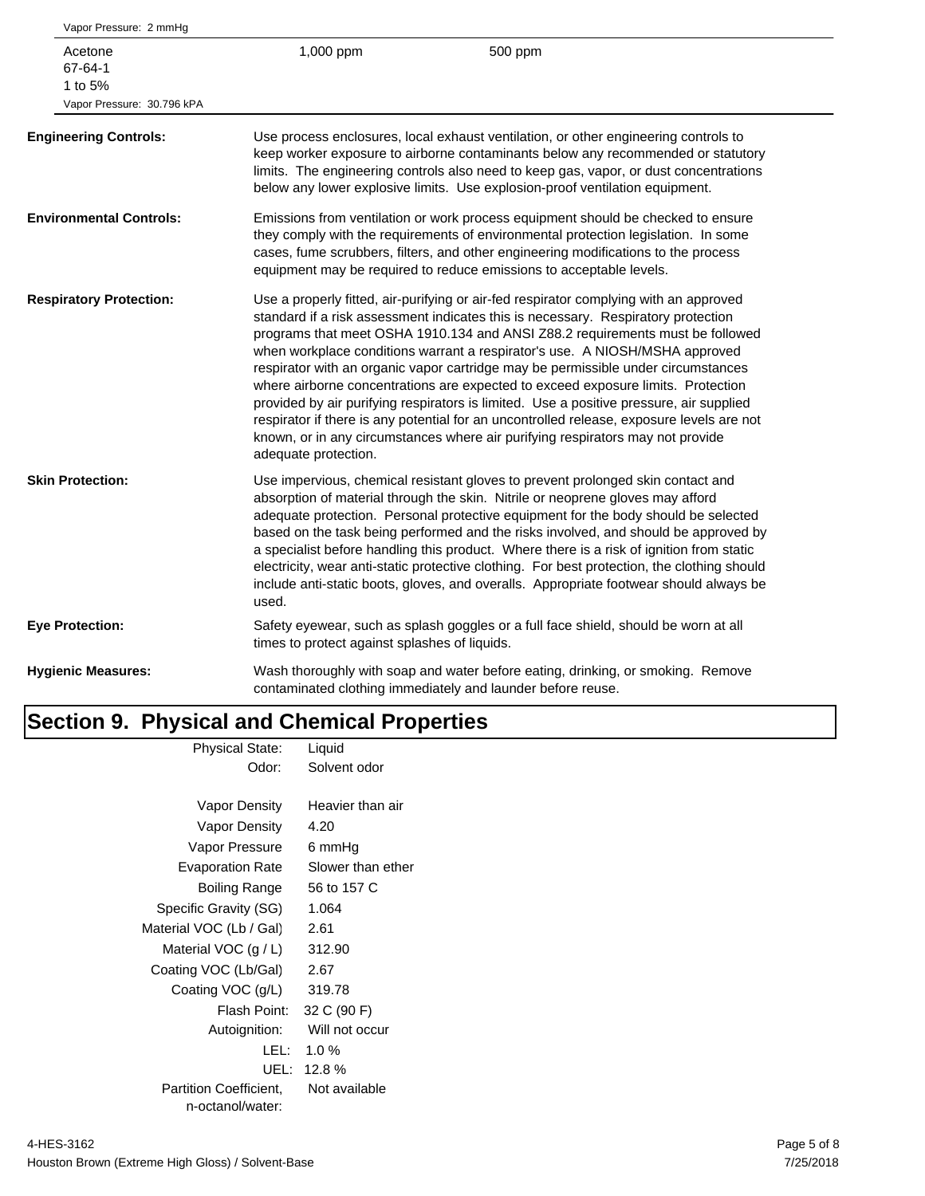| | | |
|---|---|---|
| Vapor Pressure: 2 mmHg | | |
| Acetone<br>67-64-1<br>1 to 5%<br>Vapor Pressure: 30.796 kPA | 1,000 ppm | 500 ppm |

**Engineering Controls:** Use process enclosures, local exhaust ventilation, or other engineering controls to keep worker exposure to airborne contaminants below any recommended or statutory limits. The engineering controls also need to keep gas, vapor, or dust concentrations below any lower explosive limits. Use explosion-proof ventilation equipment.

**Environmental Controls:** Emissions from ventilation or work process equipment should be checked to ensure they comply with the requirements of environmental protection legislation. In some cases, fume scrubbers, filters, and other engineering modifications to the process equipment may be required to reduce emissions to acceptable levels.

**Respiratory Protection:** Use a properly fitted, air-purifying or air-fed respirator complying with an approved standard if a risk assessment indicates this is necessary. Respiratory protection programs that meet OSHA 1910.134 and ANSI Z88.2 requirements must be followed when workplace conditions warrant a respirator's use. A NIOSH/MSHA approved respirator with an organic vapor cartridge may be permissible under circumstances where airborne concentrations are expected to exceed exposure limits. Protection provided by air purifying respirators is limited. Use a positive pressure, air supplied respirator if there is any potential for an uncontrolled release, exposure levels are not known, or in any circumstances where air purifying respirators may not provide adequate protection.

**Skin Protection:** Use impervious, chemical resistant gloves to prevent prolonged skin contact and absorption of material through the skin. Nitrile or neoprene gloves may afford adequate protection. Personal protective equipment for the body should be selected based on the task being performed and the risks involved, and should be approved by a specialist before handling this product. Where there is a risk of ignition from static electricity, wear anti-static protective clothing. For best protection, the clothing should include anti-static boots, gloves, and overalls. Appropriate footwear should always be used.

**Eye Protection:** Safety eyewear, such as splash goggles or a full face shield, should be worn at all times to protect against splashes of liquids.

**Hygienic Measures:** Wash thoroughly with soap and water before eating, drinking, or smoking. Remove contaminated clothing immediately and launder before reuse.

# Section 9. Physical and Chemical Properties

| Property | Value |
|---|---|
| Physical State: | Liquid |
| Odor: | Solvent odor |
| Vapor Density | Heavier than air |
| Vapor Density | 4.20 |
| Vapor Pressure | 6 mmHg |
| Evaporation Rate | Slower than ether |
| Boiling Range | 56 to 157 C |
| Specific Gravity (SG) | 1.064 |
| Material VOC (Lb / Gal) | 2.61 |
| Material VOC (g / L) | 312.90 |
| Coating VOC (Lb/Gal) | 2.67 |
| Coating VOC (g/L) | 319.78 |
| Flash Point: | 32 C (90 F) |
| Autoignition: | Will not occur |
| LEL: | 1.0 % |
| UEL: | 12.8 % |
| Partition Coefficient, n-octanol/water: | Not available |

4-HES-3162
Houston Brown (Extreme High Gloss) / Solvent-Base
7/25/2018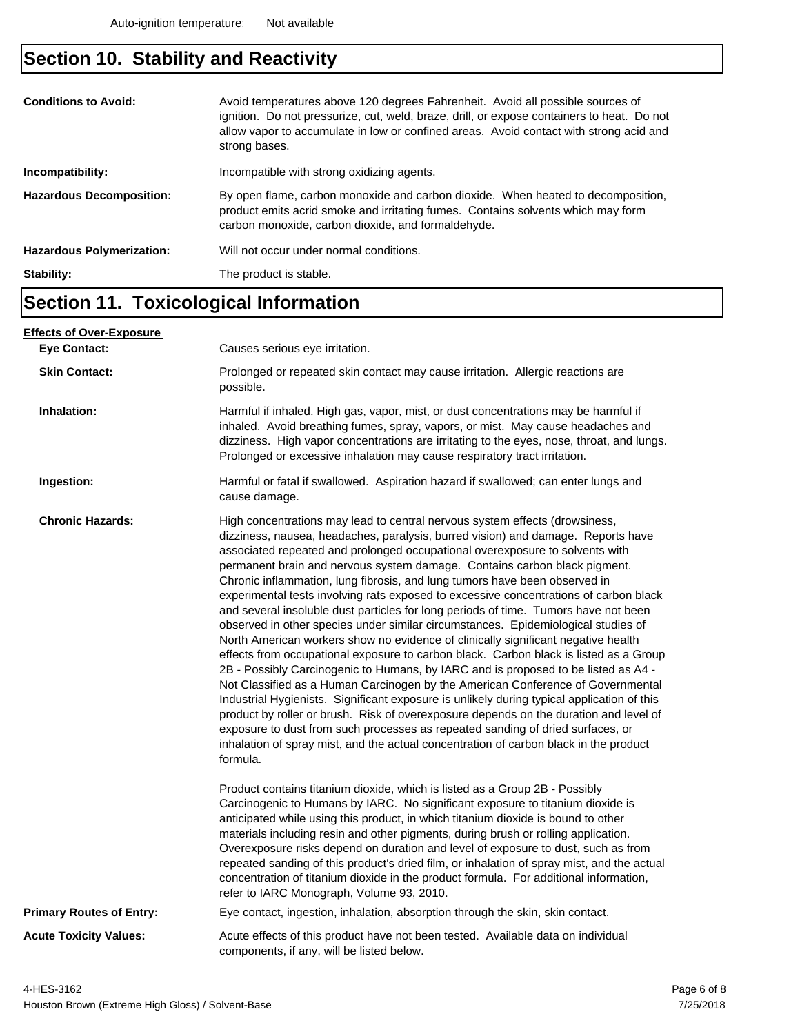Auto-ignition temperature: Not available

## Section 10. Stability and Reactivity

**Conditions to Avoid:** Avoid temperatures above 120 degrees Fahrenheit. Avoid all possible sources of ignition. Do not pressurize, cut, weld, braze, drill, or expose containers to heat. Do not allow vapor to accumulate in low or confined areas. Avoid contact with strong acid and strong bases.

**Incompatibility:** Incompatible with strong oxidizing agents.

**Hazardous Decomposition:** By open flame, carbon monoxide and carbon dioxide. When heated to decomposition, product emits acrid smoke and irritating fumes. Contains solvents which may form carbon monoxide, carbon dioxide, and formaldehyde.

**Hazardous Polymerization:** Will not occur under normal conditions.

**Stability:** The product is stable.

## Section 11. Toxicological Information

**Effects of Over-Exposure**

**Eye Contact:** Causes serious eye irritation.

**Skin Contact:** Prolonged or repeated skin contact may cause irritation. Allergic reactions are possible.

**Inhalation:** Harmful if inhaled. High gas, vapor, mist, or dust concentrations may be harmful if inhaled. Avoid breathing fumes, spray, vapors, or mist. May cause headaches and dizziness. High vapor concentrations are irritating to the eyes, nose, throat, and lungs. Prolonged or excessive inhalation may cause respiratory tract irritation.

**Ingestion:** Harmful or fatal if swallowed. Aspiration hazard if swallowed; can enter lungs and cause damage.

**Chronic Hazards:** High concentrations may lead to central nervous system effects (drowsiness, dizziness, nausea, headaches, paralysis, burred vision) and damage. Reports have associated repeated and prolonged occupational overexposure to solvents with permanent brain and nervous system damage. Contains carbon black pigment. Chronic inflammation, lung fibrosis, and lung tumors have been observed in experimental tests involving rats exposed to excessive concentrations of carbon black and several insoluble dust particles for long periods of time. Tumors have not been observed in other species under similar circumstances. Epidemiological studies of North American workers show no evidence of clinically significant negative health effects from occupational exposure to carbon black. Carbon black is listed as a Group 2B - Possibly Carcinogenic to Humans, by IARC and is proposed to be listed as A4 - Not Classified as a Human Carcinogen by the American Conference of Governmental Industrial Hygienists. Significant exposure is unlikely during typical application of this product by roller or brush. Risk of overexposure depends on the duration and level of exposure to dust from such processes as repeated sanding of dried surfaces, or inhalation of spray mist, and the actual concentration of carbon black in the product formula.

Product contains titanium dioxide, which is listed as a Group 2B - Possibly Carcinogenic to Humans by IARC. No significant exposure to titanium dioxide is anticipated while using this product, in which titanium dioxide is bound to other materials including resin and other pigments, during brush or rolling application. Overexposure risks depend on duration and level of exposure to dust, such as from repeated sanding of this product's dried film, or inhalation of spray mist, and the actual concentration of titanium dioxide in the product formula. For additional information, refer to IARC Monograph, Volume 93, 2010.

**Primary Routes of Entry:** Eye contact, ingestion, inhalation, absorption through the skin, skin contact.

**Acute Toxicity Values:** Acute effects of this product have not been tested. Available data on individual components, if any, will be listed below.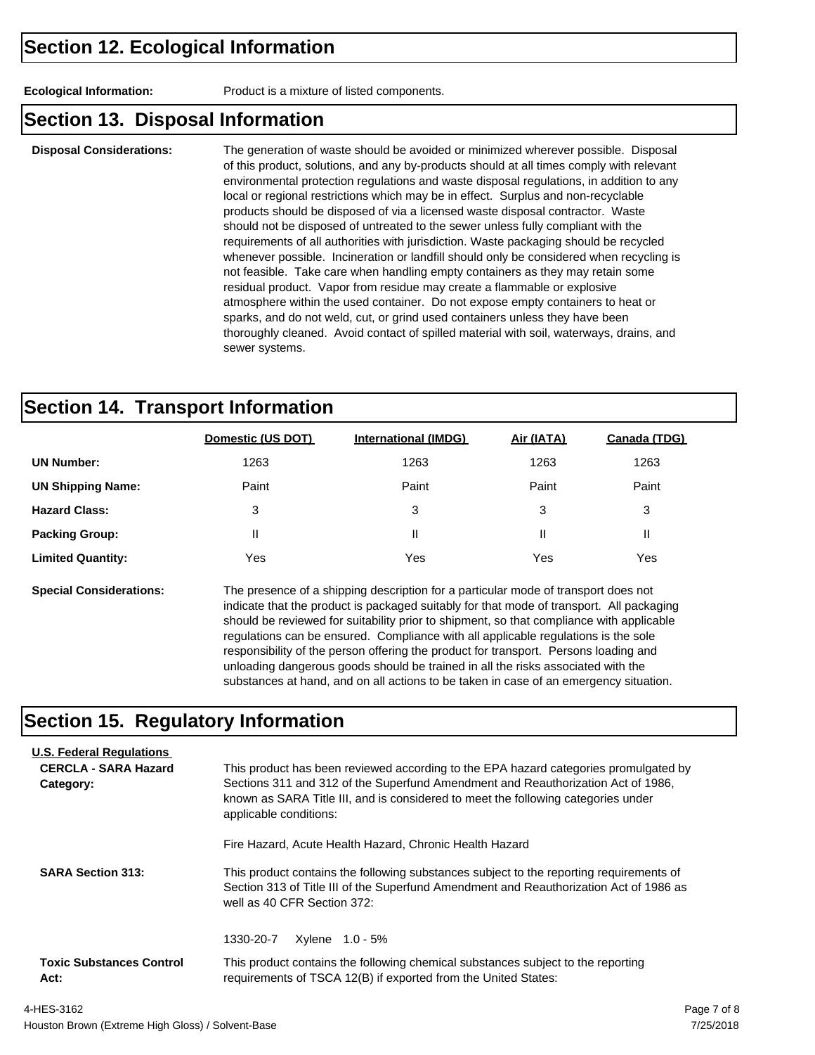## Section 12. Ecological Information

**Ecological Information:** Product is a mixture of listed components.

## Section 13. Disposal Information

**Disposal Considerations:** The generation of waste should be avoided or minimized wherever possible. Disposal of this product, solutions, and any by-products should at all times comply with relevant environmental protection regulations and waste disposal regulations, in addition to any local or regional restrictions which may be in effect. Surplus and non-recyclable products should be disposed of via a licensed waste disposal contractor. Waste should not be disposed of untreated to the sewer unless fully compliant with the requirements of all authorities with jurisdiction. Waste packaging should be recycled whenever possible. Incineration or landfill should only be considered when recycling is not feasible. Take care when handling empty containers as they may retain some residual product. Vapor from residue may create a flammable or explosive atmosphere within the used container. Do not expose empty containers to heat or sparks, and do not weld, cut, or grind used containers unless they have been thoroughly cleaned. Avoid contact of spilled material with soil, waterways, drains, and sewer systems.

## Section 14. Transport Information

| | Domestic (US DOT) | International (IMDG) | Air (IATA) | Canada (TDG) |
|---|---|---|---|---|
| **UN Number:** | 1263 | 1263 | 1263 | 1263 |
| **UN Shipping Name:** | Paint | Paint | Paint | Paint |
| **Hazard Class:** | 3 | 3 | 3 | 3 |
| **Packing Group:** | II | II | II | II |
| **Limited Quantity:** | Yes | Yes | Yes | Yes |

**Special Considerations:** The presence of a shipping description for a particular mode of transport does not indicate that the product is packaged suitably for that mode of transport. All packaging should be reviewed for suitability prior to shipment, so that compliance with applicable regulations can be ensured. Compliance with all applicable regulations is the sole responsibility of the person offering the product for transport. Persons loading and unloading dangerous goods should be trained in all the risks associated with the substances at hand, and on all actions to be taken in case of an emergency situation.

## Section 15. Regulatory Information

**U.S. Federal Regulations**

**CERCLA - SARA Hazard Category:** This product has been reviewed according to the EPA hazard categories promulgated by Sections 311 and 312 of the Superfund Amendment and Reauthorization Act of 1986, known as SARA Title III, and is considered to meet the following categories under applicable conditions:

Fire Hazard, Acute Health Hazard, Chronic Health Hazard

**SARA Section 313:** This product contains the following substances subject to the reporting requirements of Section 313 of Title III of the Superfund Amendment and Reauthorization Act of 1986 as well as 40 CFR Section 372:

1330-20-7 Xylene 1.0 - 5%

**Toxic Substances Control Act:** This product contains the following chemical substances subject to the reporting requirements of TSCA 12(B) if exported from the United States: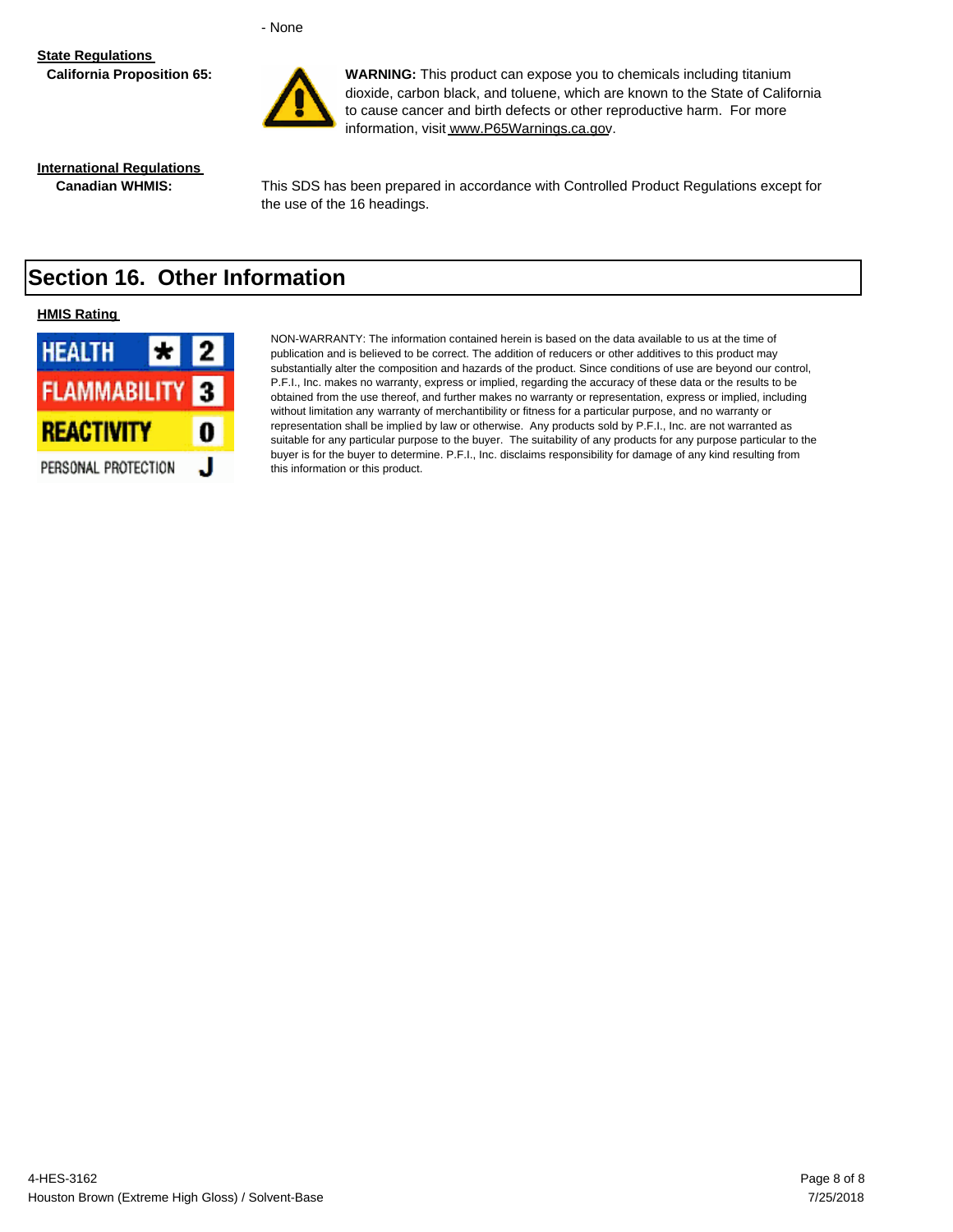- None

**State Regulations**

**California Proposition 65:**

**WARNING:** This product can expose you to chemicals including titanium dioxide, carbon black, and toluene, which are known to the State of California to cause cancer and birth defects or other reproductive harm. For more information, visit www.P65Warnings.ca.gov.

**International Regulations**

**Canadian WHMIS:**

This SDS has been prepared in accordance with Controlled Product Regulations except for the use of the 16 headings.

## Section 16. Other Information

**HMIS Rating**

| | | |
|---|---|---|
| HEALTH | * | 2 |
| FLAMMABILITY | | 3 |
| REACTIVITY | | 0 |
| PERSONAL PROTECTION | | J |

NON-WARRANTY: The information contained herein is based on the data available to us at the time of publication and is believed to be correct. The addition of reducers or other additives to this product may substantially alter the composition and hazards of the product. Since conditions of use are beyond our control, P.F.I., Inc. makes no warranty, express or implied, regarding the accuracy of these data or the results to be obtained from the use thereof, and further makes no warranty or representation, express or implied, including without limitation any warranty of merchantibility or fitness for a particular purpose, and no warranty or representation shall be implied by law or otherwise. Any products sold by P.F.I., Inc. are not warranted as suitable for any particular purpose to the buyer. The suitability of any products for any purpose particular to the buyer is for the buyer to determine. P.F.I., Inc. disclaims responsibility for damage of any kind resulting from this information or this product.